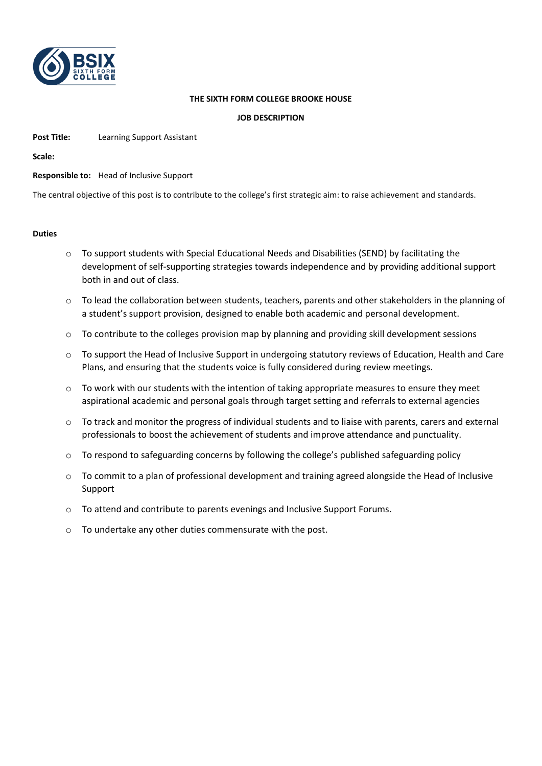**THE SIXTH FORM COLLEGE BROOKE HOUSE**

**JOB DESCRIPTION**

**Post Title:** Learning Support Assistant

**Scale:**

**Responsible to:** Head of Inclusive Support

The central objective of this post is to contribute to the college's first strategic aim: to raise achievement and standards.

**Duties**

- To support students with Special Educational Needs and Disabilities (SEND) by facilitating the development of self-supporting strategies towards independence and by providing additional support both in and out of class.
- To lead the collaboration between students, teachers, parents and other stakeholders in the planning of a student's support provision, designed to enable both academic and personal development.
- To contribute to the colleges provision map by planning and providing skill development sessions
- To support the Head of Inclusive Support in undergoing statutory reviews of Education, Health and Care Plans, and ensuring that the students voice is fully considered during review meetings.
- To work with our students with the intention of taking appropriate measures to ensure they meet aspirational academic and personal goals through target setting and referrals to external agencies
- To track and monitor the progress of individual students and to liaise with parents, carers and external professionals to boost the achievement of students and improve attendance and punctuality.
- To respond to safeguarding concerns by following the college's published safeguarding policy
- To commit to a plan of professional development and training agreed alongside the Head of Inclusive Support
- To attend and contribute to parents evenings and Inclusive Support Forums.
- To undertake any other duties commensurate with the post.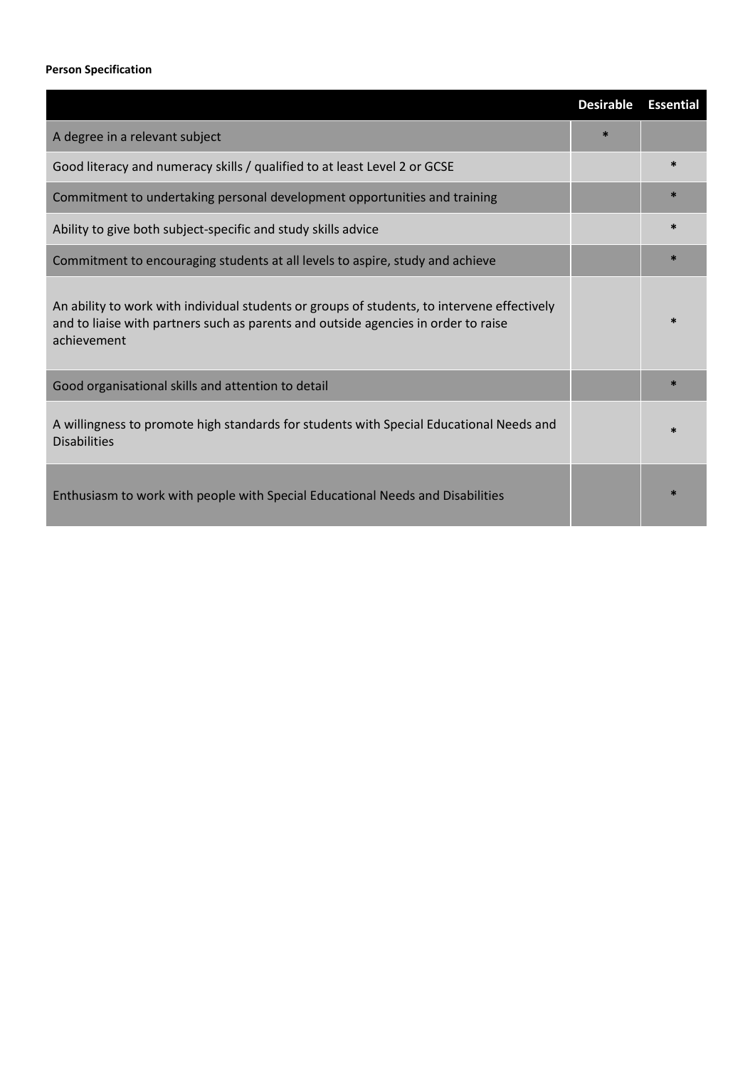**Person Specification**

| | Desirable | Essential |
|---|---|---|
| A degree in a relevant subject | * | |
| Good literacy and numeracy skills / qualified to at least Level 2 or GCSE | | * |
| Commitment to undertaking personal development opportunities and training | | * |
| Ability to give both subject-specific and study skills advice | | * |
| Commitment to encouraging students at all levels to aspire, study and achieve | | * |
| An ability to work with individual students or groups of students, to intervene effectively and to liaise with partners such as parents and outside agencies in order to raise achievement | | * |
| Good organisational skills and attention to detail | | * |
| A willingness to promote high standards for students with Special Educational Needs and Disabilities | | * |
| Enthusiasm to work with people with Special Educational Needs and Disabilities | | * |